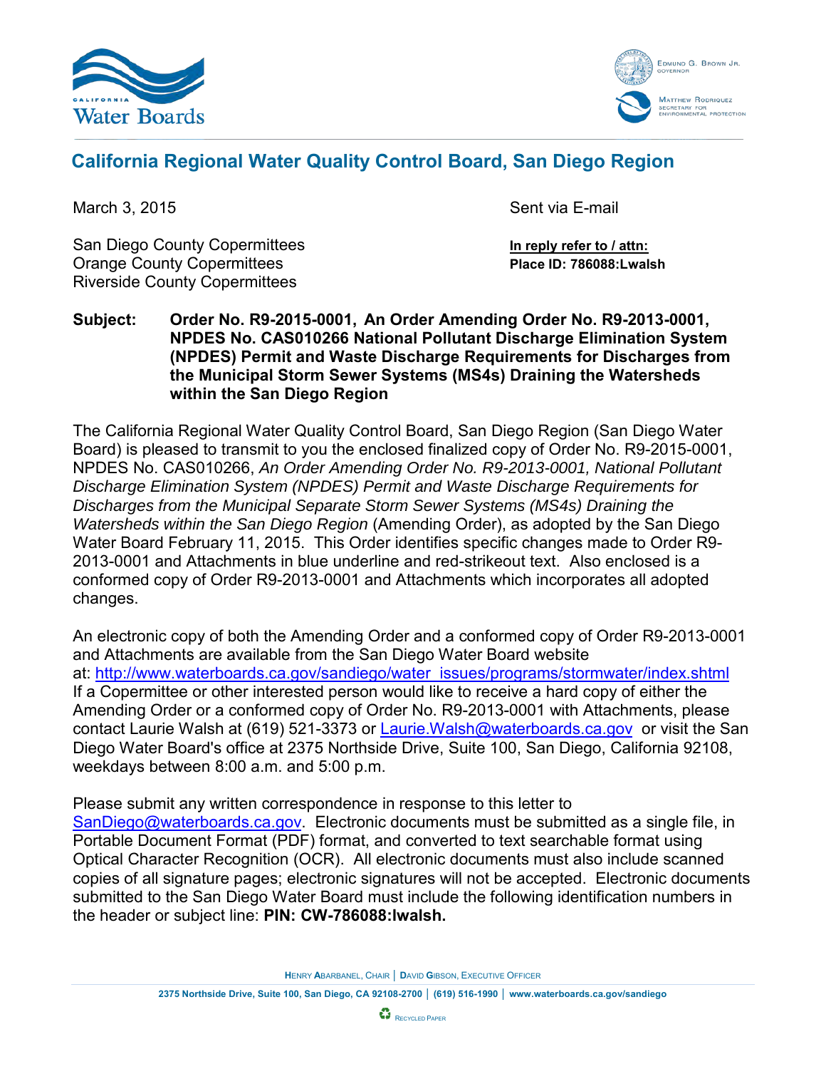California Water Boards

EDMUND G. BROWN JR.
GOVERNOR

MATTHEW RODRIQUEZ
SECRETARY FOR
ENVIRONMENTAL PROTECTION

## California Regional Water Quality Control Board, San Diego Region

March 3, 2015

Sent via E-mail

San Diego County Copermittees
Orange County Copermittees
Riverside County Copermittees

**In reply refer to / attn:**
**Place ID: 786088:Lwalsh**

**Subject: Order No. R9-2015-0001, An Order Amending Order No. R9-2013-0001, NPDES No. CAS010266 National Pollutant Discharge Elimination System (NPDES) Permit and Waste Discharge Requirements for Discharges from the Municipal Storm Sewer Systems (MS4s) Draining the Watersheds within the San Diego Region**

The California Regional Water Quality Control Board, San Diego Region (San Diego Water Board) is pleased to transmit to you the enclosed finalized copy of Order No. R9-2015-0001, NPDES No. CAS010266, *An Order Amending Order No. R9-2013-0001, National Pollutant Discharge Elimination System (NPDES) Permit and Waste Discharge Requirements for Discharges from the Municipal Separate Storm Sewer Systems (MS4s) Draining the Watersheds within the San Diego Region* (Amending Order), as adopted by the San Diego Water Board February 11, 2015. This Order identifies specific changes made to Order R9-2013-0001 and Attachments in blue underline and red-strikeout text. Also enclosed is a conformed copy of Order R9-2013-0001 and Attachments which incorporates all adopted changes.

An electronic copy of both the Amending Order and a conformed copy of Order R9-2013-0001 and Attachments are available from the San Diego Water Board website at: http://www.waterboards.ca.gov/sandiego/water_issues/programs/stormwater/index.shtml If a Copermittee or other interested person would like to receive a hard copy of either the Amending Order or a conformed copy of Order No. R9-2013-0001 with Attachments, please contact Laurie Walsh at (619) 521-3373 or Laurie.Walsh@waterboards.ca.gov or visit the San Diego Water Board's office at 2375 Northside Drive, Suite 100, San Diego, California 92108, weekdays between 8:00 a.m. and 5:00 p.m.

Please submit any written correspondence in response to this letter to SanDiego@waterboards.ca.gov. Electronic documents must be submitted as a single file, in Portable Document Format (PDF) format, and converted to text searchable format using Optical Character Recognition (OCR). All electronic documents must also include scanned copies of all signature pages; electronic signatures will not be accepted. Electronic documents submitted to the San Diego Water Board must include the following identification numbers in the header or subject line: **PIN: CW-786088:lwalsh.**

HENRY ABARBANEL, CHAIR | DAVID GIBSON, EXECUTIVE OFFICER

2375 Northside Drive, Suite 100, San Diego, CA 92108-2700 | (619) 516-1990 | www.waterboards.ca.gov/sandiego

RECYCLED PAPER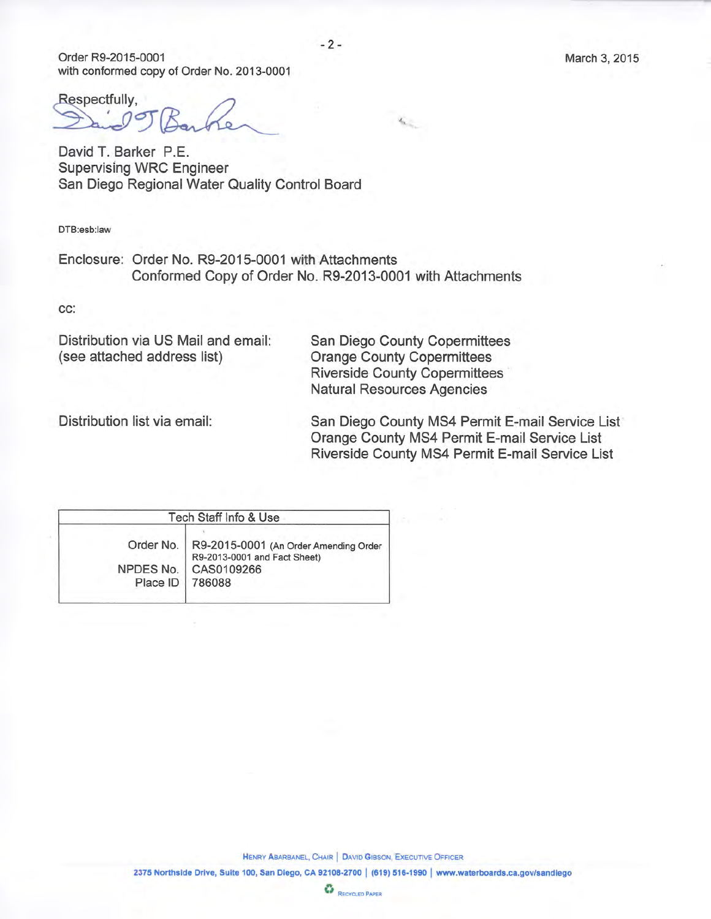Order R9-2015-0001
with conformed copy of Order No. 2013-0001

March 3, 2015

Respectfully,

David T. Barker P.E.
Supervising WRC Engineer
San Diego Regional Water Quality Control Board

DTB:esb:law

Enclosure: Order No. R9-2015-0001 with Attachments
Conformed Copy of Order No. R9-2013-0001 with Attachments

cc:

Distribution via US Mail and email: (see attached address list)

- San Diego County Copermittees
- Orange County Copermittees
- Riverside County Copermittees
- Natural Resources Agencies

Distribution list via email:

- San Diego County MS4 Permit E-mail Service List
- Orange County MS4 Permit E-mail Service List
- Riverside County MS4 Permit E-mail Service List

| Tech Staff Info & Use | |
|---|---|
| Order No. | R9-2015-0001 (An Order Amending Order R9-2013-0001 and Fact Sheet) |
| NPDES No. | CAS0109266 |
| Place ID | 786088 |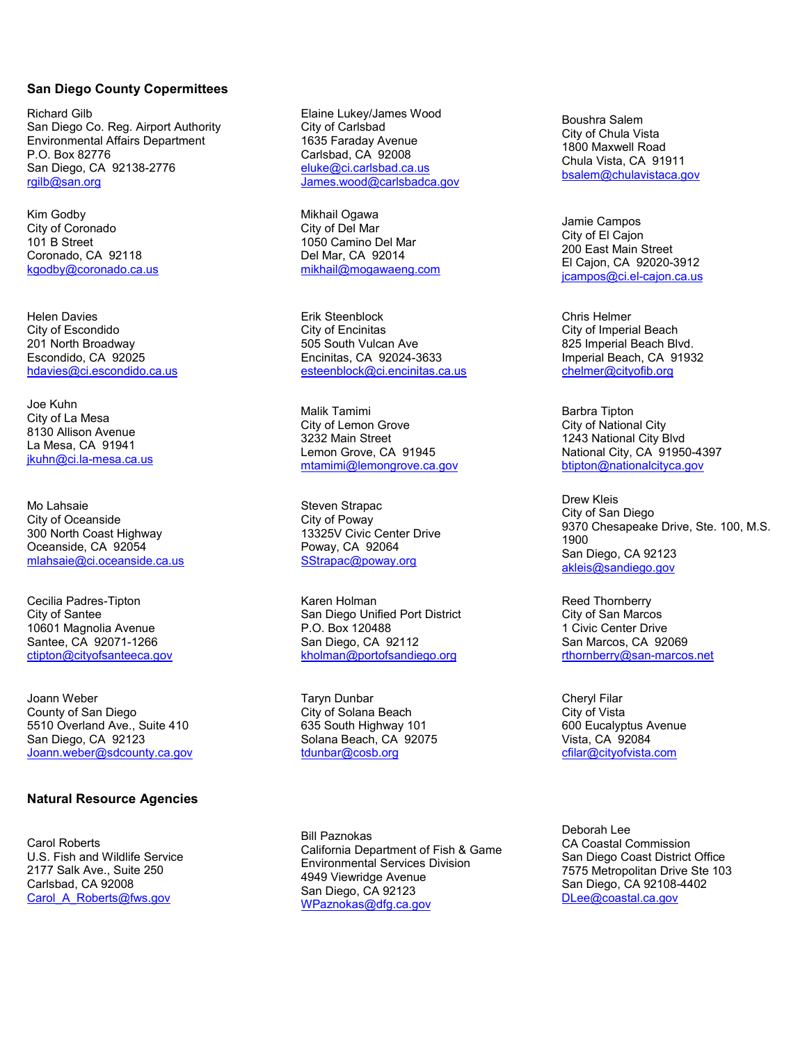## San Diego County Copermittees

Richard Gilb
San Diego Co. Reg. Airport Authority
Environmental Affairs Department
P.O. Box 82776
San Diego, CA 92138-2776
rgilb@san.org

Elaine Lukey/James Wood
City of Carlsbad
1635 Faraday Avenue
Carlsbad, CA 92008
eluke@ci.carlsbad.ca.us
James.wood@carlsbadca.gov

Boushra Salem
City of Chula Vista
1800 Maxwell Road
Chula Vista, CA 91911
bsalem@chulavistaca.gov

Kim Godby
City of Coronado
101 B Street
Coronado, CA 92118
kgodby@coronado.ca.us

Mikhail Ogawa
City of Del Mar
1050 Camino Del Mar
Del Mar, CA 92014
mikhail@mogawaeng.com

Jamie Campos
City of El Cajon
200 East Main Street
El Cajon, CA 92020-3912
jcampos@ci.el-cajon.ca.us

Helen Davies
City of Escondido
201 North Broadway
Escondido, CA 92025
hdavies@ci.escondido.ca.us

Erik Steenblock
City of Encinitas
505 South Vulcan Ave
Encinitas, CA 92024-3633
esteenblock@ci.encinitas.ca.us

Chris Helmer
City of Imperial Beach
825 Imperial Beach Blvd.
Imperial Beach, CA 91932
chelmer@cityofib.org

Joe Kuhn
City of La Mesa
8130 Allison Avenue
La Mesa, CA 91941
jkuhn@ci.la-mesa.ca.us

Malik Tamimi
City of Lemon Grove
3232 Main Street
Lemon Grove, CA 91945
mtamimi@lemongrove.ca.gov

Barbra Tipton
City of National City
1243 National City Blvd
National City, CA 91950-4397
btipton@nationalcityca.gov

Mo Lahsaie
City of Oceanside
300 North Coast Highway
Oceanside, CA 92054
mlahsaie@ci.oceanside.ca.us

Steven Strapac
City of Poway
13325V Civic Center Drive
Poway, CA 92064
SStrapac@poway.org

Drew Kleis
City of San Diego
9370 Chesapeake Drive, Ste. 100, M.S. 1900
San Diego, CA 92123
akleis@sandiego.gov

Cecilia Padres-Tipton
City of Santee
10601 Magnolia Avenue
Santee, CA 92071-1266
ctipton@cityofsanteeca.gov

Karen Holman
San Diego Unified Port District
P.O. Box 120488
San Diego, CA 92112
kholman@portofsandiego.org

Reed Thornberry
City of San Marcos
1 Civic Center Drive
San Marcos, CA 92069
rthornberry@san-marcos.net

Joann Weber
County of San Diego
5510 Overland Ave., Suite 410
San Diego, CA 92123
Joann.weber@sdcounty.ca.gov

Taryn Dunbar
City of Solana Beach
635 South Highway 101
Solana Beach, CA 92075
tdunbar@cosb.org

Cheryl Filar
City of Vista
600 Eucalyptus Avenue
Vista, CA 92084
cfilar@cityofvista.com

## Natural Resource Agencies

Carol Roberts
U.S. Fish and Wildlife Service
2177 Salk Ave., Suite 250
Carlsbad, CA 92008
Carol_A_Roberts@fws.gov

Bill Paznokas
California Department of Fish & Game
Environmental Services Division
4949 Viewridge Avenue
San Diego, CA 92123
WPaznokas@dfg.ca.gov

Deborah Lee
CA Coastal Commission
San Diego Coast District Office
7575 Metropolitan Drive Ste 103
San Diego, CA 92108-4402
DLee@coastal.ca.gov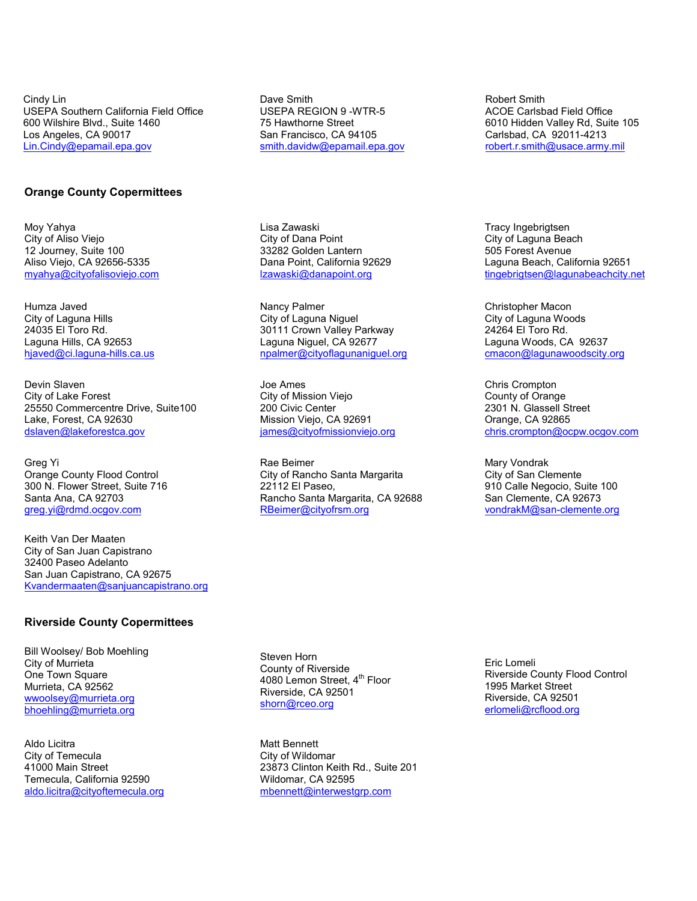Cindy Lin
USEPA Southern California Field Office
600 Wilshire Blvd., Suite 1460
Los Angeles, CA 90017
Lin.Cindy@epamail.epa.gov

Dave Smith
USEPA REGION 9 -WTR-5
75 Hawthorne Street
San Francisco, CA 94105
smith.davidw@epamail.epa.gov

Robert Smith
ACOE Carlsbad Field Office
6010 Hidden Valley Rd, Suite 105
Carlsbad, CA 92011-4213
robert.r.smith@usace.army.mil

**Orange County Copermittees**

Moy Yahya
City of Aliso Viejo
12 Journey, Suite 100
Aliso Viejo, CA 92656-5335
myahya@cityofalisoviejo.com

Lisa Zawaski
City of Dana Point
33282 Golden Lantern
Dana Point, California 92629
lzawaski@danapoint.org

Tracy Ingebrigtsen
City of Laguna Beach
505 Forest Avenue
Laguna Beach, California 92651
tingebrigtsen@lagunabeachcity.net

Humza Javed
City of Laguna Hills
24035 El Toro Rd.
Laguna Hills, CA 92653
hjaved@ci.laguna-hills.ca.us

Nancy Palmer
City of Laguna Niguel
30111 Crown Valley Parkway
Laguna Niguel, CA 92677
npalmer@cityoflagunaniguel.org

Christopher Macon
City of Laguna Woods
24264 El Toro Rd.
Laguna Woods, CA 92637
cmacon@lagunawoodscity.org

Devin Slaven
City of Lake Forest
25550 Commercentre Drive, Suite100
Lake, Forest, CA 92630
dslaven@lakeforestca.gov

Joe Ames
City of Mission Viejo
200 Civic Center
Mission Viejo, CA 92691
james@cityofmissionviejo.org

Chris Crompton
County of Orange
2301 N. Glassell Street
Orange, CA 92865
chris.crompton@ocpw.ocgov.com

Greg Yi
Orange County Flood Control
300 N. Flower Street, Suite 716
Santa Ana, CA 92703
greg.yi@rdmd.ocgov.com

Rae Beimer
City of Rancho Santa Margarita
22112 El Paseo,
Rancho Santa Margarita, CA 92688
RBeimer@cityofrsm.org

Mary Vondrak
City of San Clemente
910 Calle Negocio, Suite 100
San Clemente, CA 92673
vondrakM@san-clemente.org

Keith Van Der Maaten
City of San Juan Capistrano
32400 Paseo Adelanto
San Juan Capistrano, CA 92675
Kvandermaaten@sanjuancapistrano.org

**Riverside County Copermittees**

Bill Woolsey/ Bob Moehling
City of Murrieta
One Town Square
Murrieta, CA 92562
wwoolsey@murrieta.org
bhoehling@murrieta.org

Steven Horn
County of Riverside
4080 Lemon Street, 4th Floor
Riverside, CA 92501
shorn@rceo.org

Eric Lomeli
Riverside County Flood Control
1995 Market Street
Riverside, CA 92501
erlomeli@rcflood.org

Aldo Licitra
City of Temecula
41000 Main Street
Temecula, California 92590
aldo.licitra@cityoftemecula.org

Matt Bennett
City of Wildomar
23873 Clinton Keith Rd., Suite 201
Wildomar, CA 92595
mbennett@interwestgrp.com